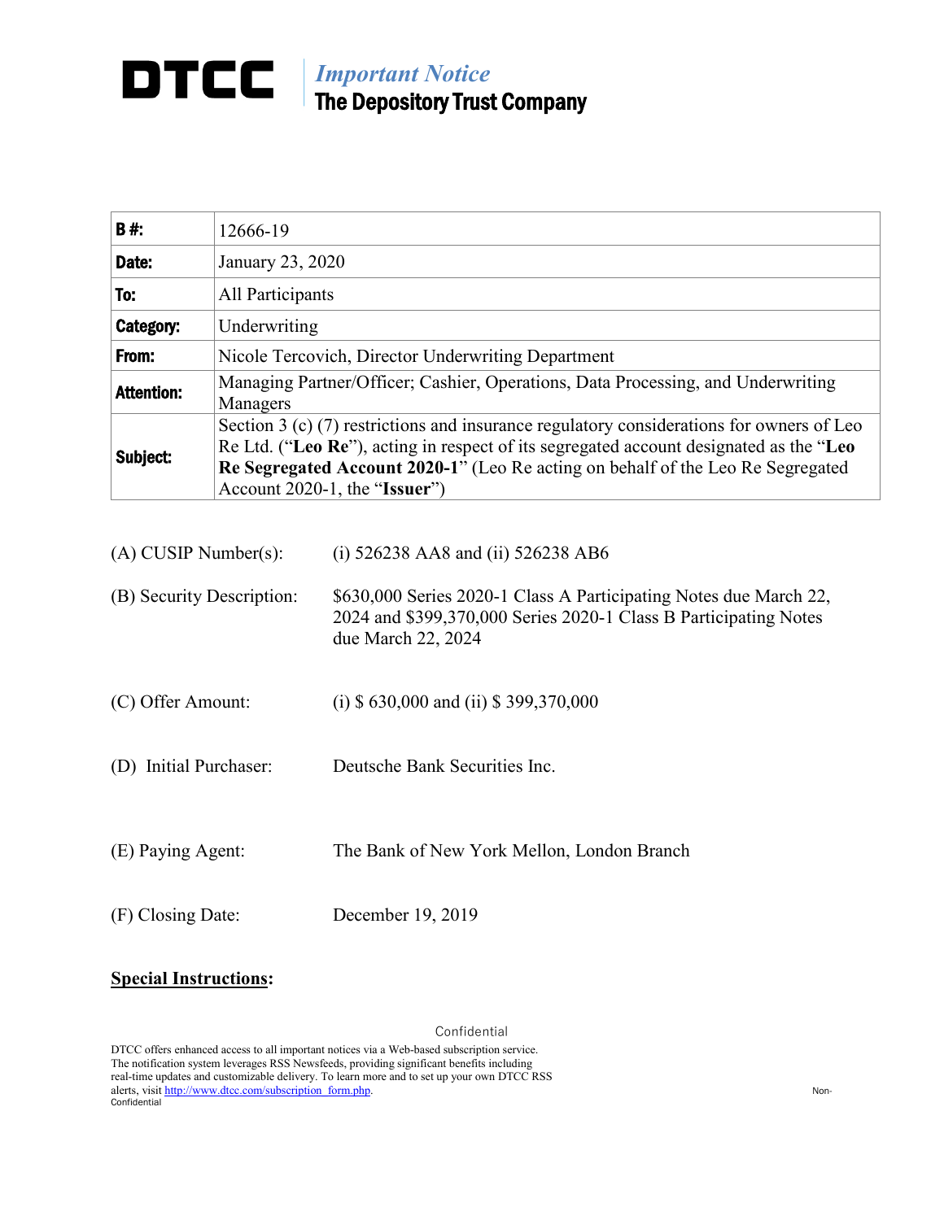# DTCC

*Important Notice*
**The Depository Trust Company**

| | |
|---|---|
| **B #:** | 12666-19 |
| **Date:** | January 23, 2020 |
| **To:** | All Participants |
| **Category:** | Underwriting |
| **From:** | Nicole Tercovich, Director Underwriting Department |
| **Attention:** | Managing Partner/Officer; Cashier, Operations, Data Processing, and Underwriting Managers |
| **Subject:** | Section 3 (c) (7) restrictions and insurance regulatory considerations for owners of Leo Re Ltd. ("**Leo Re**"), acting in respect of its segregated account designated as the "**Leo Re Segregated Account 2020-1**" (Leo Re acting on behalf of the Leo Re Segregated Account 2020-1, the "**Issuer**") |

(A) CUSIP Number(s): (i) 526238 AA8 and (ii) 526238 AB6

(B) Security Description: $630,000 Series 2020-1 Class A Participating Notes due March 22, 2024 and $399,370,000 Series 2020-1 Class B Participating Notes due March 22, 2024

(C) Offer Amount: (i) $ 630,000 and (ii) $ 399,370,000

(D) Initial Purchaser: Deutsche Bank Securities Inc.

(E) Paying Agent: The Bank of New York Mellon, London Branch

(F) Closing Date: December 19, 2019

**Special Instructions:**

Confidential

DTCC offers enhanced access to all important notices via a Web-based subscription service. The notification system leverages RSS Newsfeeds, providing significant benefits including real-time updates and customizable delivery. To learn more and to set up your own DTCC RSS alerts, visit http://www.dtcc.com/subscription_form.php.

Non-Confidential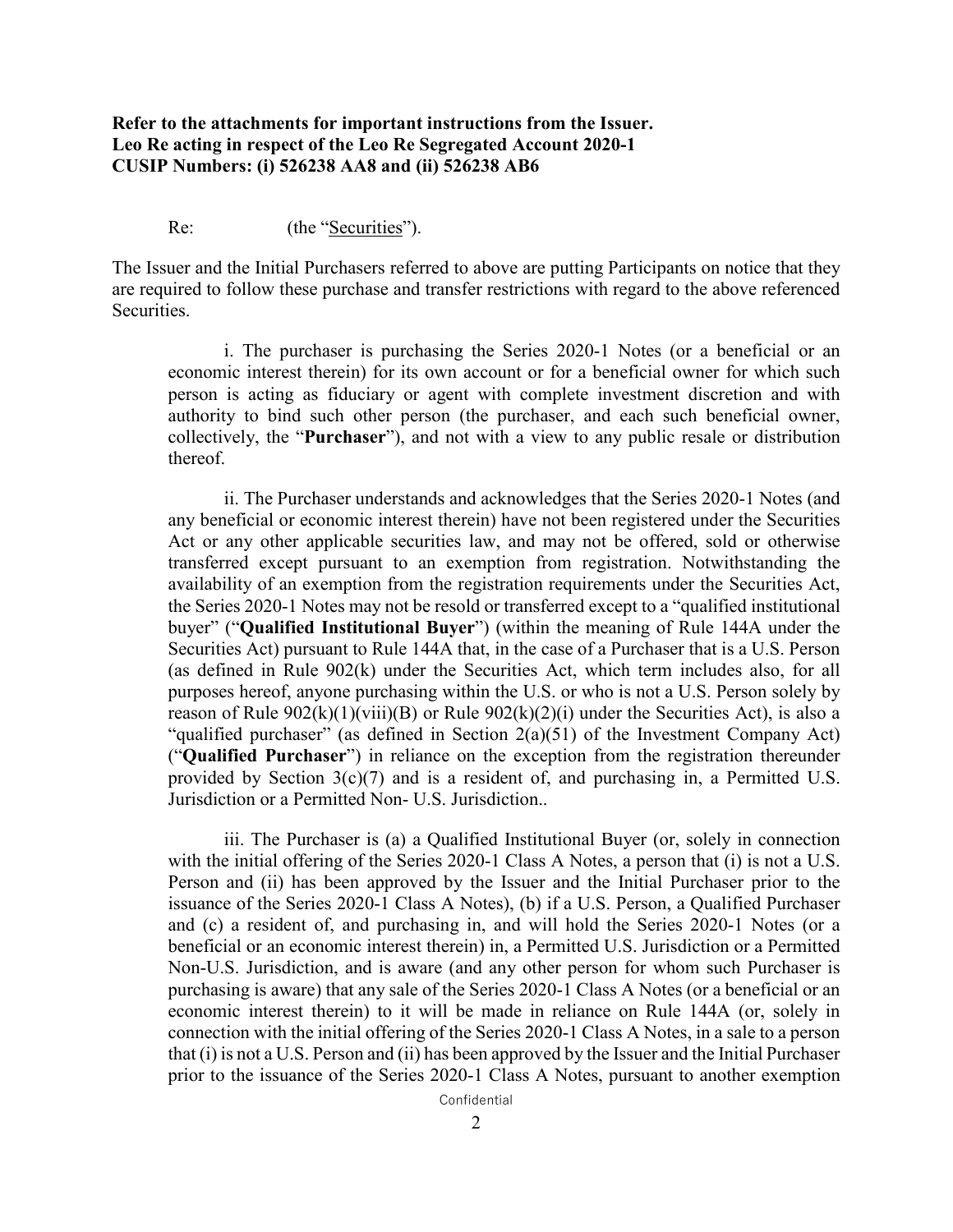**Refer to the attachments for important instructions from the Issuer.**
**Leo Re acting in respect of the Leo Re Segregated Account 2020-1**
**CUSIP Numbers: (i) 526238 AA8 and (ii) 526238 AB6**

Re: (the "Securities").

The Issuer and the Initial Purchasers referred to above are putting Participants on notice that they are required to follow these purchase and transfer restrictions with regard to the above referenced Securities.

i. The purchaser is purchasing the Series 2020-1 Notes (or a beneficial or an economic interest therein) for its own account or for a beneficial owner for which such person is acting as fiduciary or agent with complete investment discretion and with authority to bind such other person (the purchaser, and each such beneficial owner, collectively, the "**Purchaser**"), and not with a view to any public resale or distribution thereof.

ii. The Purchaser understands and acknowledges that the Series 2020-1 Notes (and any beneficial or economic interest therein) have not been registered under the Securities Act or any other applicable securities law, and may not be offered, sold or otherwise transferred except pursuant to an exemption from registration. Notwithstanding the availability of an exemption from the registration requirements under the Securities Act, the Series 2020-1 Notes may not be resold or transferred except to a "qualified institutional buyer" ("**Qualified Institutional Buyer**") (within the meaning of Rule 144A under the Securities Act) pursuant to Rule 144A that, in the case of a Purchaser that is a U.S. Person (as defined in Rule 902(k) under the Securities Act, which term includes also, for all purposes hereof, anyone purchasing within the U.S. or who is not a U.S. Person solely by reason of Rule 902(k)(1)(viii)(B) or Rule 902(k)(2)(i) under the Securities Act), is also a "qualified purchaser" (as defined in Section 2(a)(51) of the Investment Company Act) ("**Qualified Purchaser**") in reliance on the exception from the registration thereunder provided by Section 3(c)(7) and is a resident of, and purchasing in, a Permitted U.S. Jurisdiction or a Permitted Non- U.S. Jurisdiction..

iii. The Purchaser is (a) a Qualified Institutional Buyer (or, solely in connection with the initial offering of the Series 2020-1 Class A Notes, a person that (i) is not a U.S. Person and (ii) has been approved by the Issuer and the Initial Purchaser prior to the issuance of the Series 2020-1 Class A Notes), (b) if a U.S. Person, a Qualified Purchaser and (c) a resident of, and purchasing in, and will hold the Series 2020-1 Notes (or a beneficial or an economic interest therein) in, a Permitted U.S. Jurisdiction or a Permitted Non-U.S. Jurisdiction, and is aware (and any other person for whom such Purchaser is purchasing is aware) that any sale of the Series 2020-1 Class A Notes (or a beneficial or an economic interest therein) to it will be made in reliance on Rule 144A (or, solely in connection with the initial offering of the Series 2020-1 Class A Notes, in a sale to a person that (i) is not a U.S. Person and (ii) has been approved by the Issuer and the Initial Purchaser prior to the issuance of the Series 2020-1 Class A Notes, pursuant to another exemption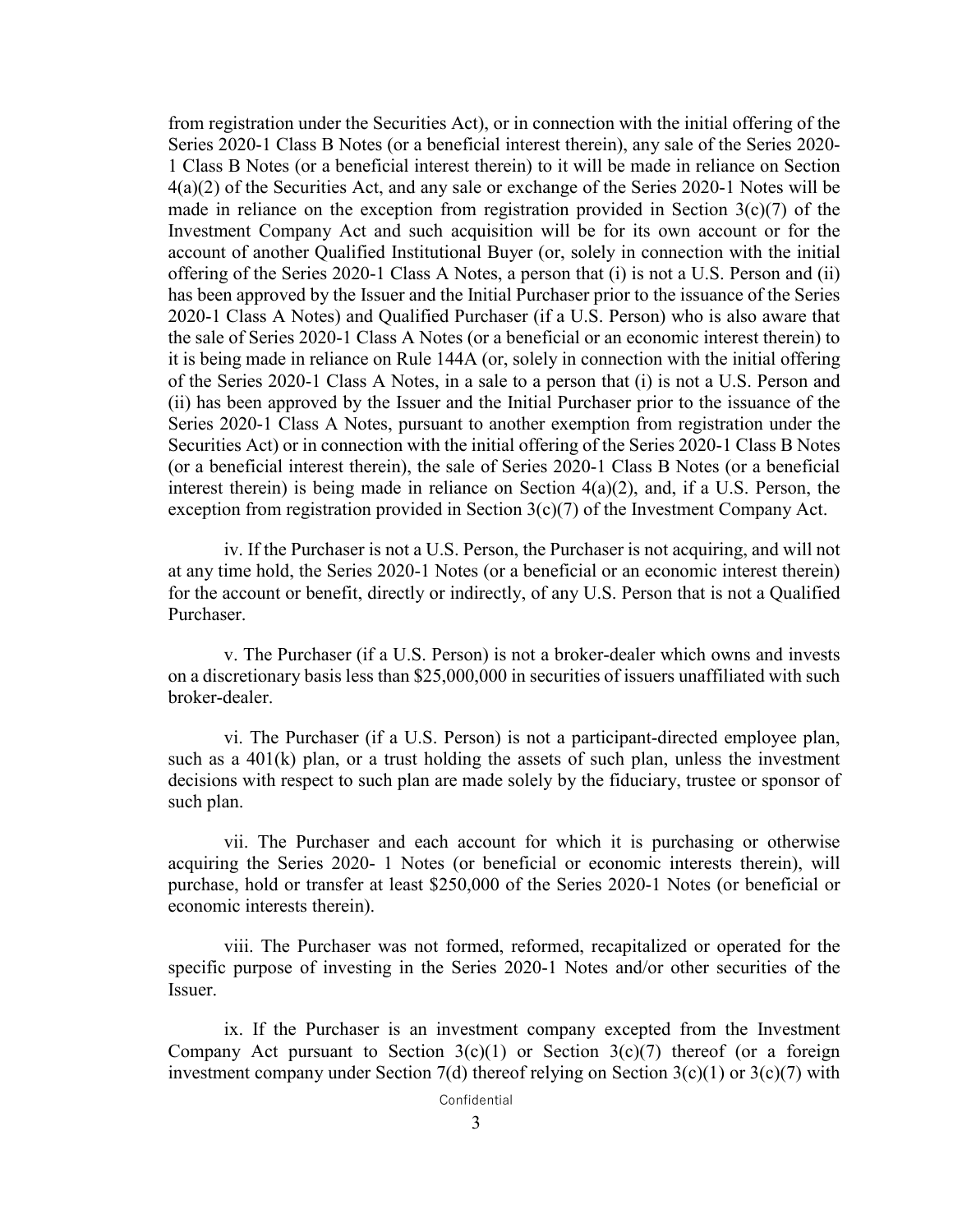from registration under the Securities Act), or in connection with the initial offering of the Series 2020-1 Class B Notes (or a beneficial interest therein), any sale of the Series 2020-1 Class B Notes (or a beneficial interest therein) to it will be made in reliance on Section 4(a)(2) of the Securities Act, and any sale or exchange of the Series 2020-1 Notes will be made in reliance on the exception from registration provided in Section 3(c)(7) of the Investment Company Act and such acquisition will be for its own account or for the account of another Qualified Institutional Buyer (or, solely in connection with the initial offering of the Series 2020-1 Class A Notes, a person that (i) is not a U.S. Person and (ii) has been approved by the Issuer and the Initial Purchaser prior to the issuance of the Series 2020-1 Class A Notes) and Qualified Purchaser (if a U.S. Person) who is also aware that the sale of Series 2020-1 Class A Notes (or a beneficial or an economic interest therein) to it is being made in reliance on Rule 144A (or, solely in connection with the initial offering of the Series 2020-1 Class A Notes, in a sale to a person that (i) is not a U.S. Person and (ii) has been approved by the Issuer and the Initial Purchaser prior to the issuance of the Series 2020-1 Class A Notes, pursuant to another exemption from registration under the Securities Act) or in connection with the initial offering of the Series 2020-1 Class B Notes (or a beneficial interest therein), the sale of Series 2020-1 Class B Notes (or a beneficial interest therein) is being made in reliance on Section 4(a)(2), and, if a U.S. Person, the exception from registration provided in Section 3(c)(7) of the Investment Company Act.

iv. If the Purchaser is not a U.S. Person, the Purchaser is not acquiring, and will not at any time hold, the Series 2020-1 Notes (or a beneficial or an economic interest therein) for the account or benefit, directly or indirectly, of any U.S. Person that is not a Qualified Purchaser.

v. The Purchaser (if a U.S. Person) is not a broker-dealer which owns and invests on a discretionary basis less than $25,000,000 in securities of issuers unaffiliated with such broker-dealer.

vi. The Purchaser (if a U.S. Person) is not a participant-directed employee plan, such as a 401(k) plan, or a trust holding the assets of such plan, unless the investment decisions with respect to such plan are made solely by the fiduciary, trustee or sponsor of such plan.

vii. The Purchaser and each account for which it is purchasing or otherwise acquiring the Series 2020- 1 Notes (or beneficial or economic interests therein), will purchase, hold or transfer at least $250,000 of the Series 2020-1 Notes (or beneficial or economic interests therein).

viii. The Purchaser was not formed, reformed, recapitalized or operated for the specific purpose of investing in the Series 2020-1 Notes and/or other securities of the Issuer.

ix. If the Purchaser is an investment company excepted from the Investment Company Act pursuant to Section 3(c)(1) or Section 3(c)(7) thereof (or a foreign investment company under Section 7(d) thereof relying on Section 3(c)(1) or 3(c)(7) with

Confidential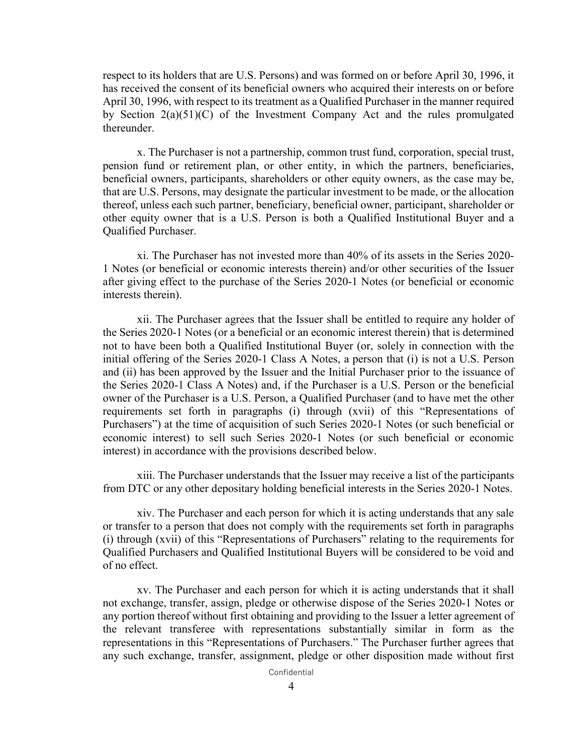respect to its holders that are U.S. Persons) and was formed on or before April 30, 1996, it has received the consent of its beneficial owners who acquired their interests on or before April 30, 1996, with respect to its treatment as a Qualified Purchaser in the manner required by Section 2(a)(51)(C) of the Investment Company Act and the rules promulgated thereunder.

x. The Purchaser is not a partnership, common trust fund, corporation, special trust, pension fund or retirement plan, or other entity, in which the partners, beneficiaries, beneficial owners, participants, shareholders or other equity owners, as the case may be, that are U.S. Persons, may designate the particular investment to be made, or the allocation thereof, unless each such partner, beneficiary, beneficial owner, participant, shareholder or other equity owner that is a U.S. Person is both a Qualified Institutional Buyer and a Qualified Purchaser.

xi. The Purchaser has not invested more than 40% of its assets in the Series 2020-1 Notes (or beneficial or economic interests therein) and/or other securities of the Issuer after giving effect to the purchase of the Series 2020-1 Notes (or beneficial or economic interests therein).

xii. The Purchaser agrees that the Issuer shall be entitled to require any holder of the Series 2020-1 Notes (or a beneficial or an economic interest therein) that is determined not to have been both a Qualified Institutional Buyer (or, solely in connection with the initial offering of the Series 2020-1 Class A Notes, a person that (i) is not a U.S. Person and (ii) has been approved by the Issuer and the Initial Purchaser prior to the issuance of the Series 2020-1 Class A Notes) and, if the Purchaser is a U.S. Person or the beneficial owner of the Purchaser is a U.S. Person, a Qualified Purchaser (and to have met the other requirements set forth in paragraphs (i) through (xvii) of this "Representations of Purchasers") at the time of acquisition of such Series 2020-1 Notes (or such beneficial or economic interest) to sell such Series 2020-1 Notes (or such beneficial or economic interest) in accordance with the provisions described below.

xiii. The Purchaser understands that the Issuer may receive a list of the participants from DTC or any other depositary holding beneficial interests in the Series 2020-1 Notes.

xiv. The Purchaser and each person for which it is acting understands that any sale or transfer to a person that does not comply with the requirements set forth in paragraphs (i) through (xvii) of this "Representations of Purchasers" relating to the requirements for Qualified Purchasers and Qualified Institutional Buyers will be considered to be void and of no effect.

xv. The Purchaser and each person for which it is acting understands that it shall not exchange, transfer, assign, pledge or otherwise dispose of the Series 2020-1 Notes or any portion thereof without first obtaining and providing to the Issuer a letter agreement of the relevant transferee with representations substantially similar in form as the representations in this "Representations of Purchasers." The Purchaser further agrees that any such exchange, transfer, assignment, pledge or other disposition made without first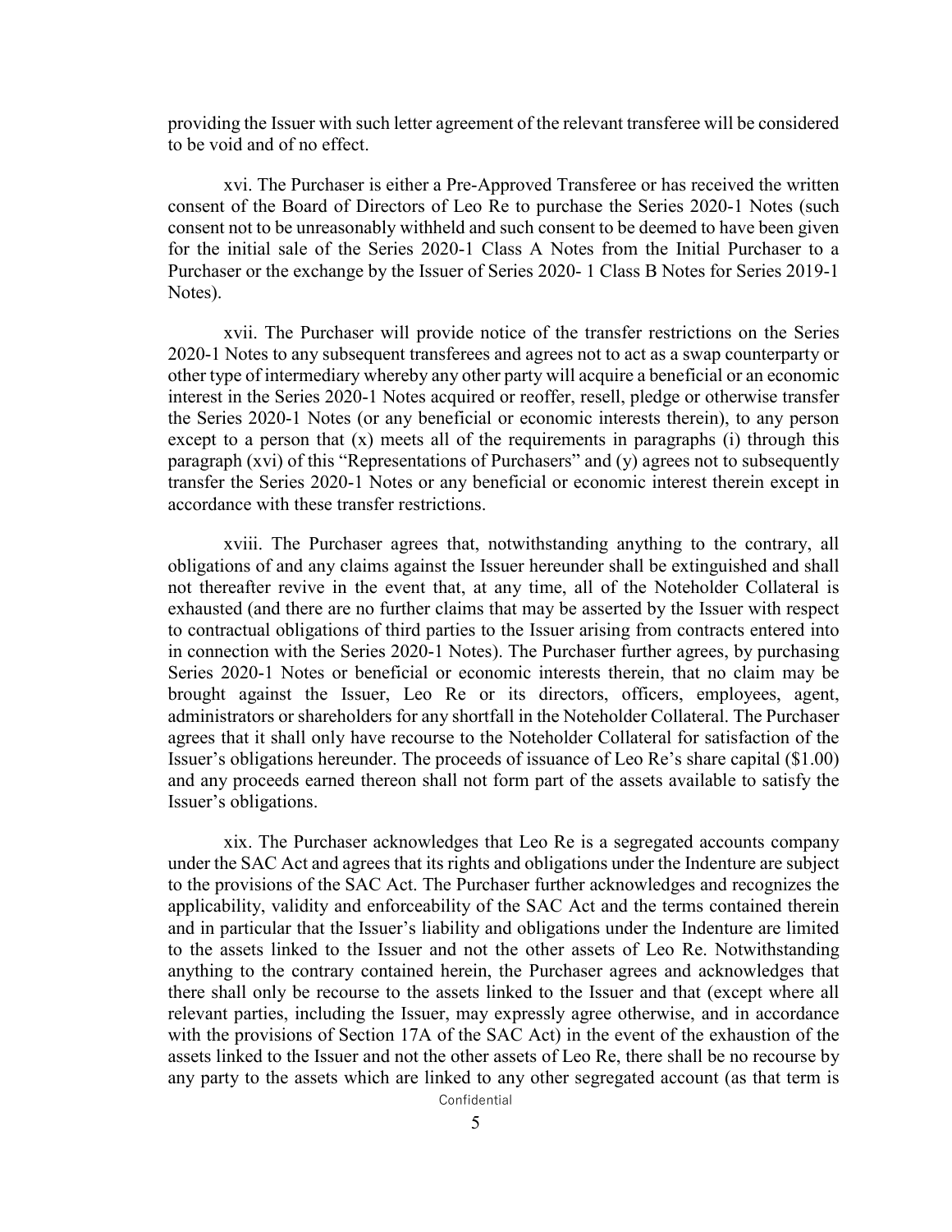providing the Issuer with such letter agreement of the relevant transferee will be considered to be void and of no effect.

xvi. The Purchaser is either a Pre-Approved Transferee or has received the written consent of the Board of Directors of Leo Re to purchase the Series 2020-1 Notes (such consent not to be unreasonably withheld and such consent to be deemed to have been given for the initial sale of the Series 2020-1 Class A Notes from the Initial Purchaser to a Purchaser or the exchange by the Issuer of Series 2020- 1 Class B Notes for Series 2019-1 Notes).

xvii. The Purchaser will provide notice of the transfer restrictions on the Series 2020-1 Notes to any subsequent transferees and agrees not to act as a swap counterparty or other type of intermediary whereby any other party will acquire a beneficial or an economic interest in the Series 2020-1 Notes acquired or reoffer, resell, pledge or otherwise transfer the Series 2020-1 Notes (or any beneficial or economic interests therein), to any person except to a person that (x) meets all of the requirements in paragraphs (i) through this paragraph (xvi) of this "Representations of Purchasers" and (y) agrees not to subsequently transfer the Series 2020-1 Notes or any beneficial or economic interest therein except in accordance with these transfer restrictions.

xviii. The Purchaser agrees that, notwithstanding anything to the contrary, all obligations of and any claims against the Issuer hereunder shall be extinguished and shall not thereafter revive in the event that, at any time, all of the Noteholder Collateral is exhausted (and there are no further claims that may be asserted by the Issuer with respect to contractual obligations of third parties to the Issuer arising from contracts entered into in connection with the Series 2020-1 Notes). The Purchaser further agrees, by purchasing Series 2020-1 Notes or beneficial or economic interests therein, that no claim may be brought against the Issuer, Leo Re or its directors, officers, employees, agent, administrators or shareholders for any shortfall in the Noteholder Collateral. The Purchaser agrees that it shall only have recourse to the Noteholder Collateral for satisfaction of the Issuer's obligations hereunder. The proceeds of issuance of Leo Re's share capital ($1.00) and any proceeds earned thereon shall not form part of the assets available to satisfy the Issuer's obligations.

xix. The Purchaser acknowledges that Leo Re is a segregated accounts company under the SAC Act and agrees that its rights and obligations under the Indenture are subject to the provisions of the SAC Act. The Purchaser further acknowledges and recognizes the applicability, validity and enforceability of the SAC Act and the terms contained therein and in particular that the Issuer's liability and obligations under the Indenture are limited to the assets linked to the Issuer and not the other assets of Leo Re. Notwithstanding anything to the contrary contained herein, the Purchaser agrees and acknowledges that there shall only be recourse to the assets linked to the Issuer and that (except where all relevant parties, including the Issuer, may expressly agree otherwise, and in accordance with the provisions of Section 17A of the SAC Act) in the event of the exhaustion of the assets linked to the Issuer and not the other assets of Leo Re, there shall be no recourse by any party to the assets which are linked to any other segregated account (as that term is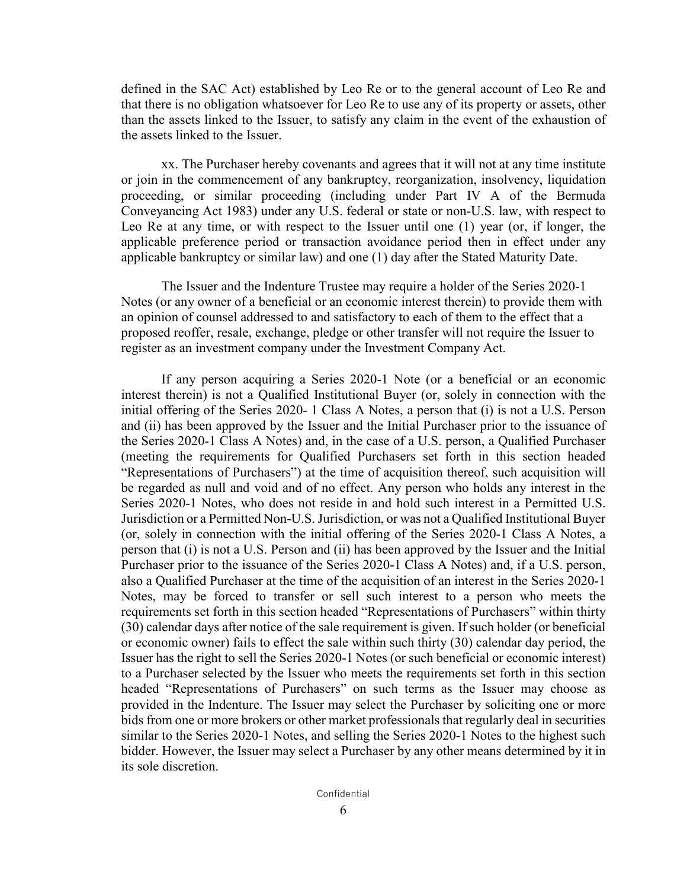defined in the SAC Act) established by Leo Re or to the general account of Leo Re and that there is no obligation whatsoever for Leo Re to use any of its property or assets, other than the assets linked to the Issuer, to satisfy any claim in the event of the exhaustion of the assets linked to the Issuer.

xx. The Purchaser hereby covenants and agrees that it will not at any time institute or join in the commencement of any bankruptcy, reorganization, insolvency, liquidation proceeding, or similar proceeding (including under Part IV A of the Bermuda Conveyancing Act 1983) under any U.S. federal or state or non-U.S. law, with respect to Leo Re at any time, or with respect to the Issuer until one (1) year (or, if longer, the applicable preference period or transaction avoidance period then in effect under any applicable bankruptcy or similar law) and one (1) day after the Stated Maturity Date.

The Issuer and the Indenture Trustee may require a holder of the Series 2020-1 Notes (or any owner of a beneficial or an economic interest therein) to provide them with an opinion of counsel addressed to and satisfactory to each of them to the effect that a proposed reoffer, resale, exchange, pledge or other transfer will not require the Issuer to register as an investment company under the Investment Company Act.

If any person acquiring a Series 2020-1 Note (or a beneficial or an economic interest therein) is not a Qualified Institutional Buyer (or, solely in connection with the initial offering of the Series 2020- 1 Class A Notes, a person that (i) is not a U.S. Person and (ii) has been approved by the Issuer and the Initial Purchaser prior to the issuance of the Series 2020-1 Class A Notes) and, in the case of a U.S. person, a Qualified Purchaser (meeting the requirements for Qualified Purchasers set forth in this section headed "Representations of Purchasers") at the time of acquisition thereof, such acquisition will be regarded as null and void and of no effect. Any person who holds any interest in the Series 2020-1 Notes, who does not reside in and hold such interest in a Permitted U.S. Jurisdiction or a Permitted Non-U.S. Jurisdiction, or was not a Qualified Institutional Buyer (or, solely in connection with the initial offering of the Series 2020-1 Class A Notes, a person that (i) is not a U.S. Person and (ii) has been approved by the Issuer and the Initial Purchaser prior to the issuance of the Series 2020-1 Class A Notes) and, if a U.S. person, also a Qualified Purchaser at the time of the acquisition of an interest in the Series 2020-1 Notes, may be forced to transfer or sell such interest to a person who meets the requirements set forth in this section headed "Representations of Purchasers" within thirty (30) calendar days after notice of the sale requirement is given. If such holder (or beneficial or economic owner) fails to effect the sale within such thirty (30) calendar day period, the Issuer has the right to sell the Series 2020-1 Notes (or such beneficial or economic interest) to a Purchaser selected by the Issuer who meets the requirements set forth in this section headed "Representations of Purchasers" on such terms as the Issuer may choose as provided in the Indenture. The Issuer may select the Purchaser by soliciting one or more bids from one or more brokers or other market professionals that regularly deal in securities similar to the Series 2020-1 Notes, and selling the Series 2020-1 Notes to the highest such bidder. However, the Issuer may select a Purchaser by any other means determined by it in its sole discretion.

Confidential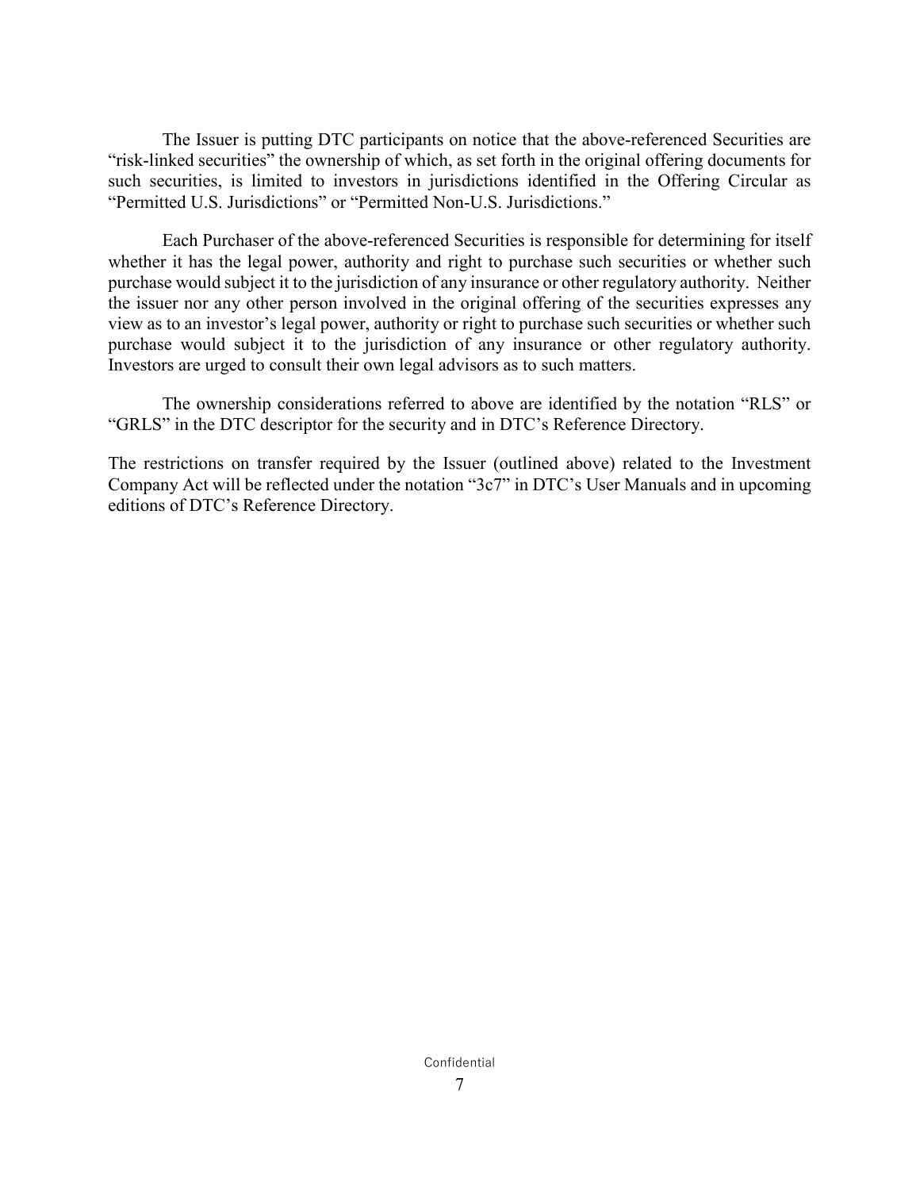The Issuer is putting DTC participants on notice that the above-referenced Securities are "risk-linked securities" the ownership of which, as set forth in the original offering documents for such securities, is limited to investors in jurisdictions identified in the Offering Circular as "Permitted U.S. Jurisdictions" or "Permitted Non-U.S. Jurisdictions."

Each Purchaser of the above-referenced Securities is responsible for determining for itself whether it has the legal power, authority and right to purchase such securities or whether such purchase would subject it to the jurisdiction of any insurance or other regulatory authority. Neither the issuer nor any other person involved in the original offering of the securities expresses any view as to an investor's legal power, authority or right to purchase such securities or whether such purchase would subject it to the jurisdiction of any insurance or other regulatory authority. Investors are urged to consult their own legal advisors as to such matters.

The ownership considerations referred to above are identified by the notation "RLS" or "GRLS" in the DTC descriptor for the security and in DTC's Reference Directory.

The restrictions on transfer required by the Issuer (outlined above) related to the Investment Company Act will be reflected under the notation "3c7" in DTC's User Manuals and in upcoming editions of DTC's Reference Directory.

Confidential